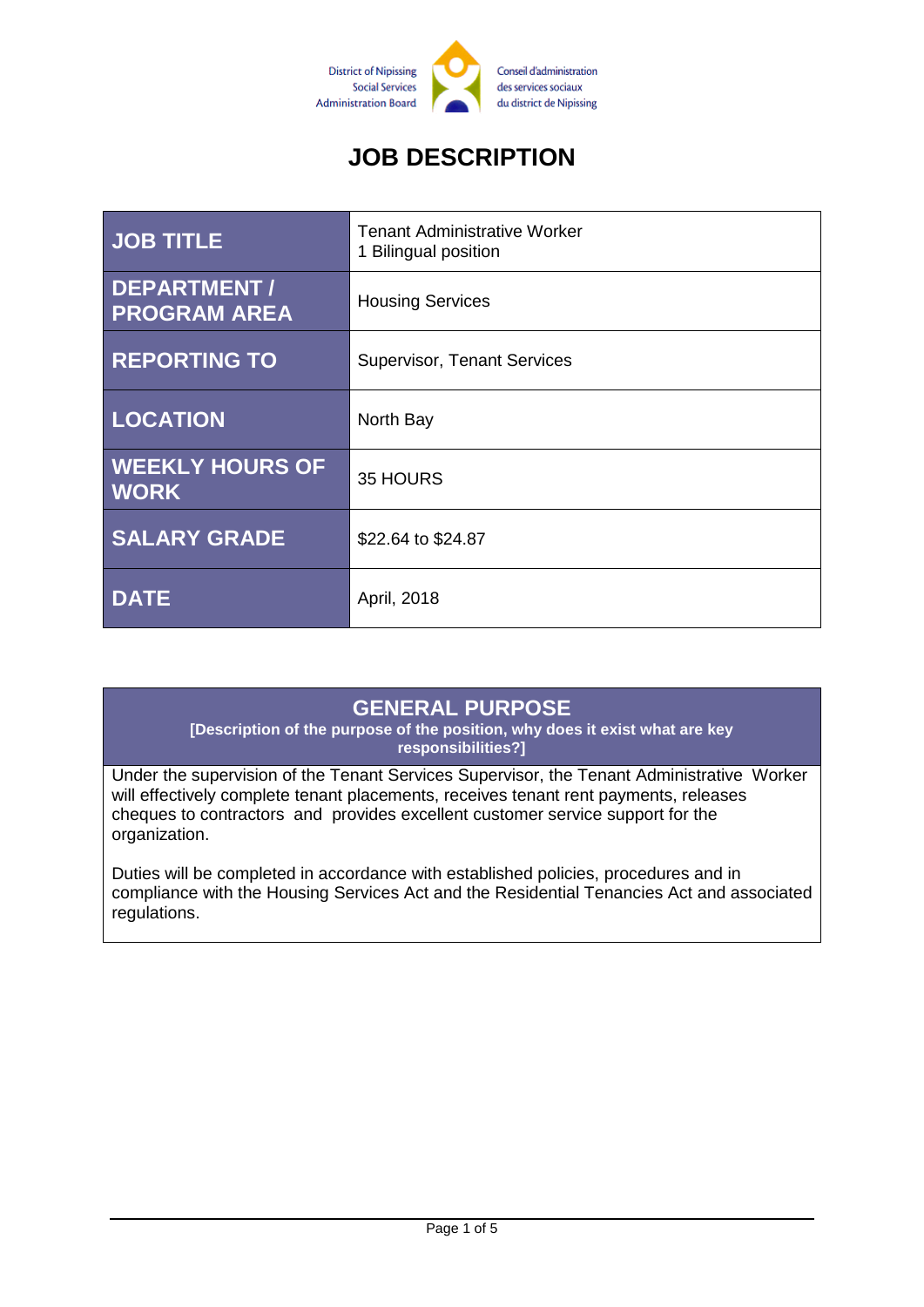District of Nipissing Social Services Administration Board

Conseil d'administration des services sociaux du district de Nipissing

# JOB DESCRIPTION

| JOB TITLE | Tenant Administrative Worker<br>1 Bilingual position |
|---|---|
| DEPARTMENT / PROGRAM AREA | Housing Services |
| REPORTING TO | Supervisor, Tenant Services |
| LOCATION | North Bay |
| WEEKLY HOURS OF WORK | 35 HOURS |
| SALARY GRADE | $22.64 to $24.87 |
| DATE | April, 2018 |

## GENERAL PURPOSE

**[Description of the purpose of the position, why does it exist what are key responsibilities?]**

Under the supervision of the Tenant Services Supervisor, the Tenant Administrative Worker will effectively complete tenant placements, receives tenant rent payments, releases cheques to contractors and provides excellent customer service support for the organization.

Duties will be completed in accordance with established policies, procedures and in compliance with the Housing Services Act and the Residential Tenancies Act and associated regulations.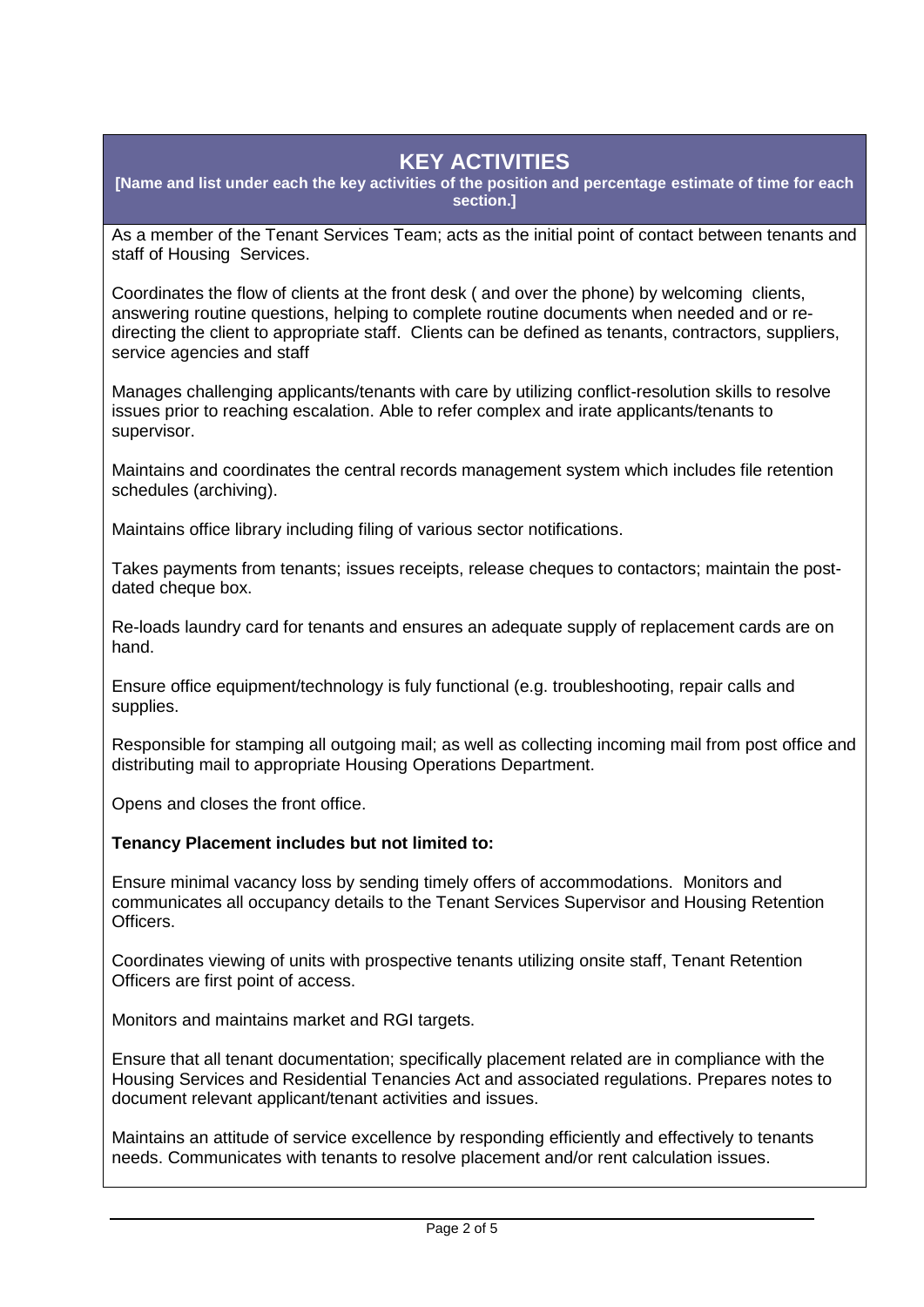## KEY ACTIVITIES

**[Name and list under each the key activities of the position and percentage estimate of time for each section.]**

As a member of the Tenant Services Team; acts as the initial point of contact between tenants and staff of Housing Services.

Coordinates the flow of clients at the front desk ( and over the phone) by welcoming clients, answering routine questions, helping to complete routine documents when needed and or re-directing the client to appropriate staff. Clients can be defined as tenants, contractors, suppliers, service agencies and staff

Manages challenging applicants/tenants with care by utilizing conflict-resolution skills to resolve issues prior to reaching escalation. Able to refer complex and irate applicants/tenants to supervisor.

Maintains and coordinates the central records management system which includes file retention schedules (archiving).

Maintains office library including filing of various sector notifications.

Takes payments from tenants; issues receipts, release cheques to contactors; maintain the post-dated cheque box.

Re-loads laundry card for tenants and ensures an adequate supply of replacement cards are on hand.

Ensure office equipment/technology is fuly functional (e.g. troubleshooting, repair calls and supplies.

Responsible for stamping all outgoing mail; as well as collecting incoming mail from post office and distributing mail to appropriate Housing Operations Department.

Opens and closes the front office.

**Tenancy Placement includes but not limited to:**

Ensure minimal vacancy loss by sending timely offers of accommodations. Monitors and communicates all occupancy details to the Tenant Services Supervisor and Housing Retention Officers.

Coordinates viewing of units with prospective tenants utilizing onsite staff, Tenant Retention Officers are first point of access.

Monitors and maintains market and RGI targets.

Ensure that all tenant documentation; specifically placement related are in compliance with the Housing Services and Residential Tenancies Act and associated regulations. Prepares notes to document relevant applicant/tenant activities and issues.

Maintains an attitude of service excellence by responding efficiently and effectively to tenants needs. Communicates with tenants to resolve placement and/or rent calculation issues.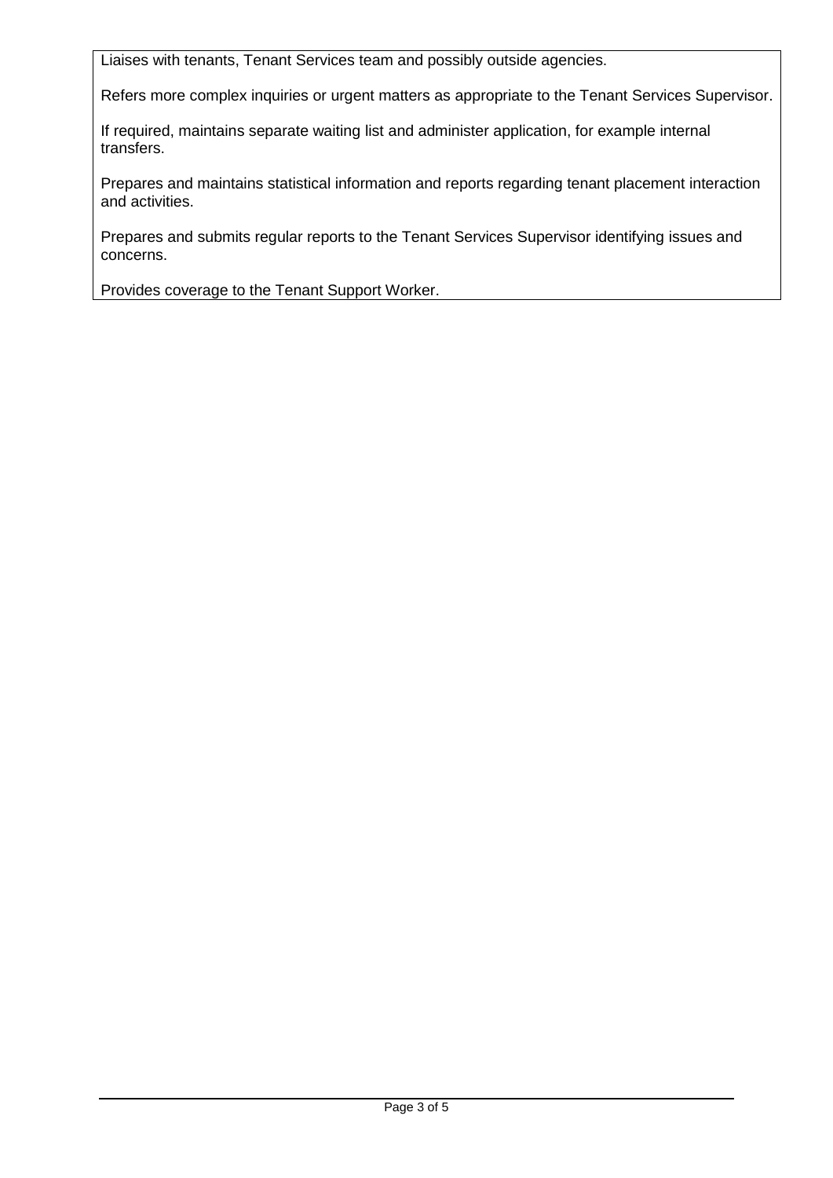Liaises with tenants, Tenant Services team and possibly outside agencies.

Refers more complex inquiries or urgent matters as appropriate to the Tenant Services Supervisor.

If required, maintains separate waiting list and administer application, for example internal transfers.

Prepares and maintains statistical information and reports regarding tenant placement interaction and activities.

Prepares and submits regular reports to the Tenant Services Supervisor identifying issues and concerns.

Provides coverage to the Tenant Support Worker.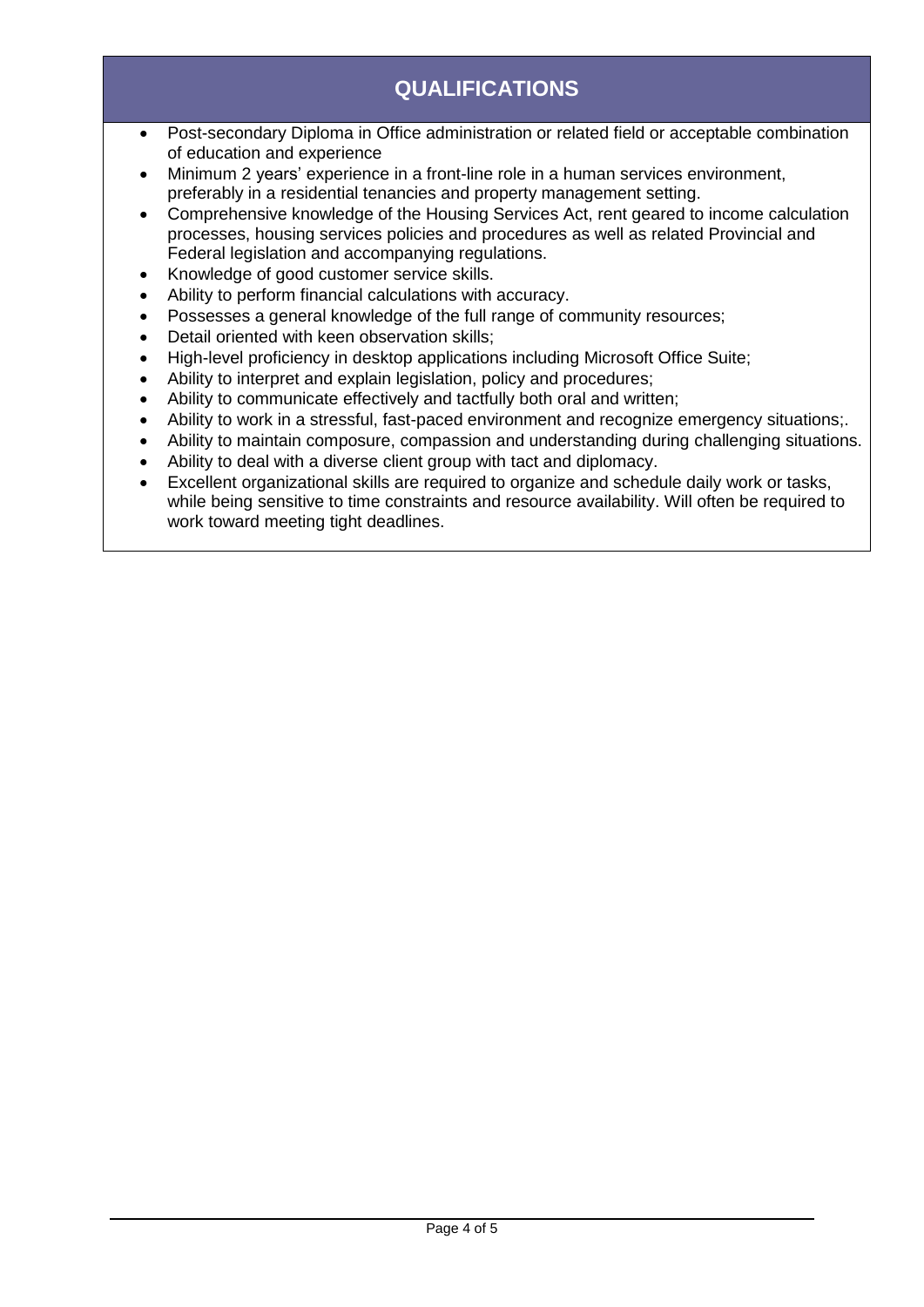## QUALIFICATIONS

- Post-secondary Diploma in Office administration or related field or acceptable combination of education and experience
- Minimum 2 years' experience in a front-line role in a human services environment, preferably in a residential tenancies and property management setting.
- Comprehensive knowledge of the Housing Services Act, rent geared to income calculation processes, housing services policies and procedures as well as related Provincial and Federal legislation and accompanying regulations.
- Knowledge of good customer service skills.
- Ability to perform financial calculations with accuracy.
- Possesses a general knowledge of the full range of community resources;
- Detail oriented with keen observation skills;
- High-level proficiency in desktop applications including Microsoft Office Suite;
- Ability to interpret and explain legislation, policy and procedures;
- Ability to communicate effectively and tactfully both oral and written;
- Ability to work in a stressful, fast-paced environment and recognize emergency situations;.
- Ability to maintain composure, compassion and understanding during challenging situations.
- Ability to deal with a diverse client group with tact and diplomacy.
- Excellent organizational skills are required to organize and schedule daily work or tasks, while being sensitive to time constraints and resource availability. Will often be required to work toward meeting tight deadlines.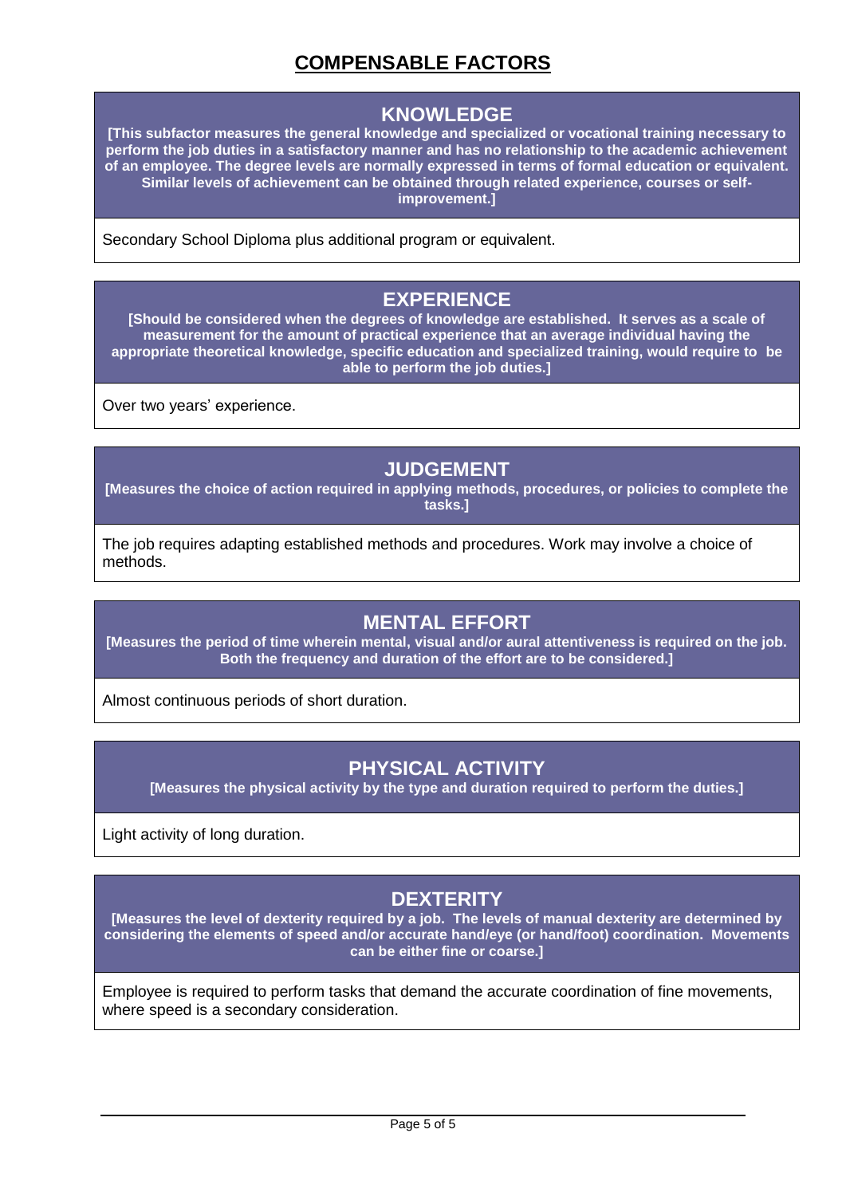# COMPENSABLE FACTORS

## KNOWLEDGE

**[This subfactor measures the general knowledge and specialized or vocational training necessary to perform the job duties in a satisfactory manner and has no relationship to the academic achievement of an employee. The degree levels are normally expressed in terms of formal education or equivalent. Similar levels of achievement can be obtained through related experience, courses or self-improvement.]**

Secondary School Diploma plus additional program or equivalent.

## EXPERIENCE

**[Should be considered when the degrees of knowledge are established. It serves as a scale of measurement for the amount of practical experience that an average individual having the appropriate theoretical knowledge, specific education and specialized training, would require to be able to perform the job duties.]**

Over two years' experience.

## JUDGEMENT

**[Measures the choice of action required in applying methods, procedures, or policies to complete the tasks.]**

The job requires adapting established methods and procedures. Work may involve a choice of methods.

## MENTAL EFFORT

**[Measures the period of time wherein mental, visual and/or aural attentiveness is required on the job. Both the frequency and duration of the effort are to be considered.]**

Almost continuous periods of short duration.

## PHYSICAL ACTIVITY

**[Measures the physical activity by the type and duration required to perform the duties.]**

Light activity of long duration.

## DEXTERITY

**[Measures the level of dexterity required by a job. The levels of manual dexterity are determined by considering the elements of speed and/or accurate hand/eye (or hand/foot) coordination. Movements can be either fine or coarse.]**

Employee is required to perform tasks that demand the accurate coordination of fine movements, where speed is a secondary consideration.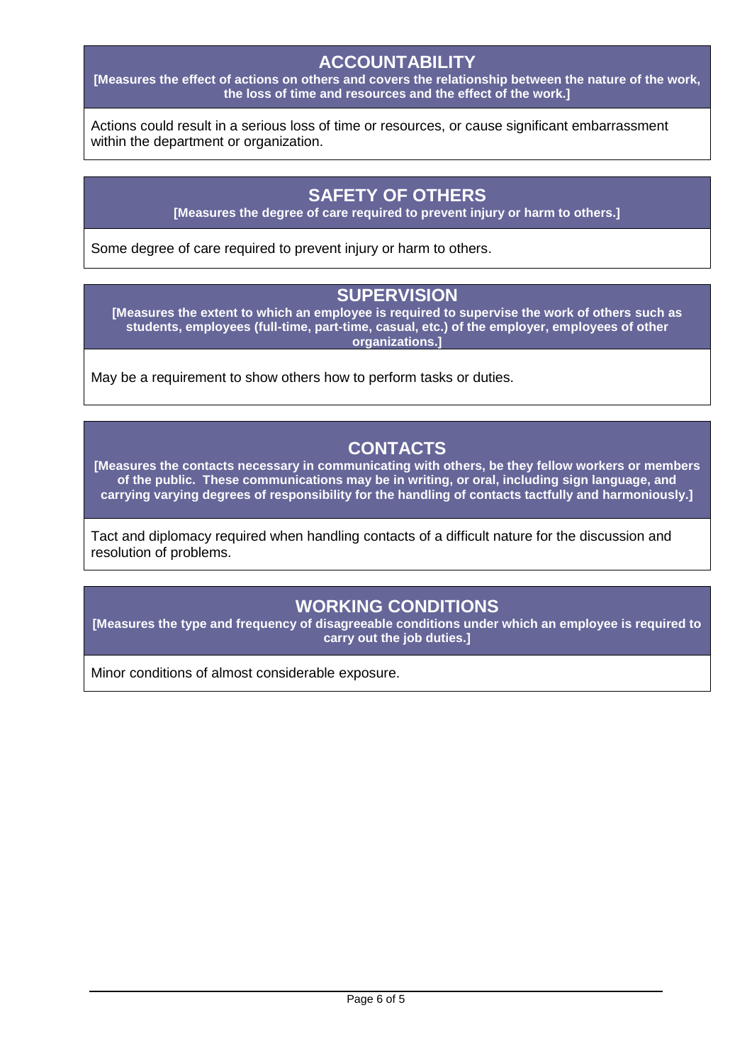## ACCOUNTABILITY

**[Measures the effect of actions on others and covers the relationship between the nature of the work, the loss of time and resources and the effect of the work.]**

Actions could result in a serious loss of time or resources, or cause significant embarrassment within the department or organization.

## SAFETY OF OTHERS

**[Measures the degree of care required to prevent injury or harm to others.]**

Some degree of care required to prevent injury or harm to others.

## SUPERVISION

**[Measures the extent to which an employee is required to supervise the work of others such as students, employees (full-time, part-time, casual, etc.) of the employer, employees of other organizations.]**

May be a requirement to show others how to perform tasks or duties.

## CONTACTS

**[Measures the contacts necessary in communicating with others, be they fellow workers or members of the public. These communications may be in writing, or oral, including sign language, and carrying varying degrees of responsibility for the handling of contacts tactfully and harmoniously.]**

Tact and diplomacy required when handling contacts of a difficult nature for the discussion and resolution of problems.

## WORKING CONDITIONS

**[Measures the type and frequency of disagreeable conditions under which an employee is required to carry out the job duties.]**

Minor conditions of almost considerable exposure.